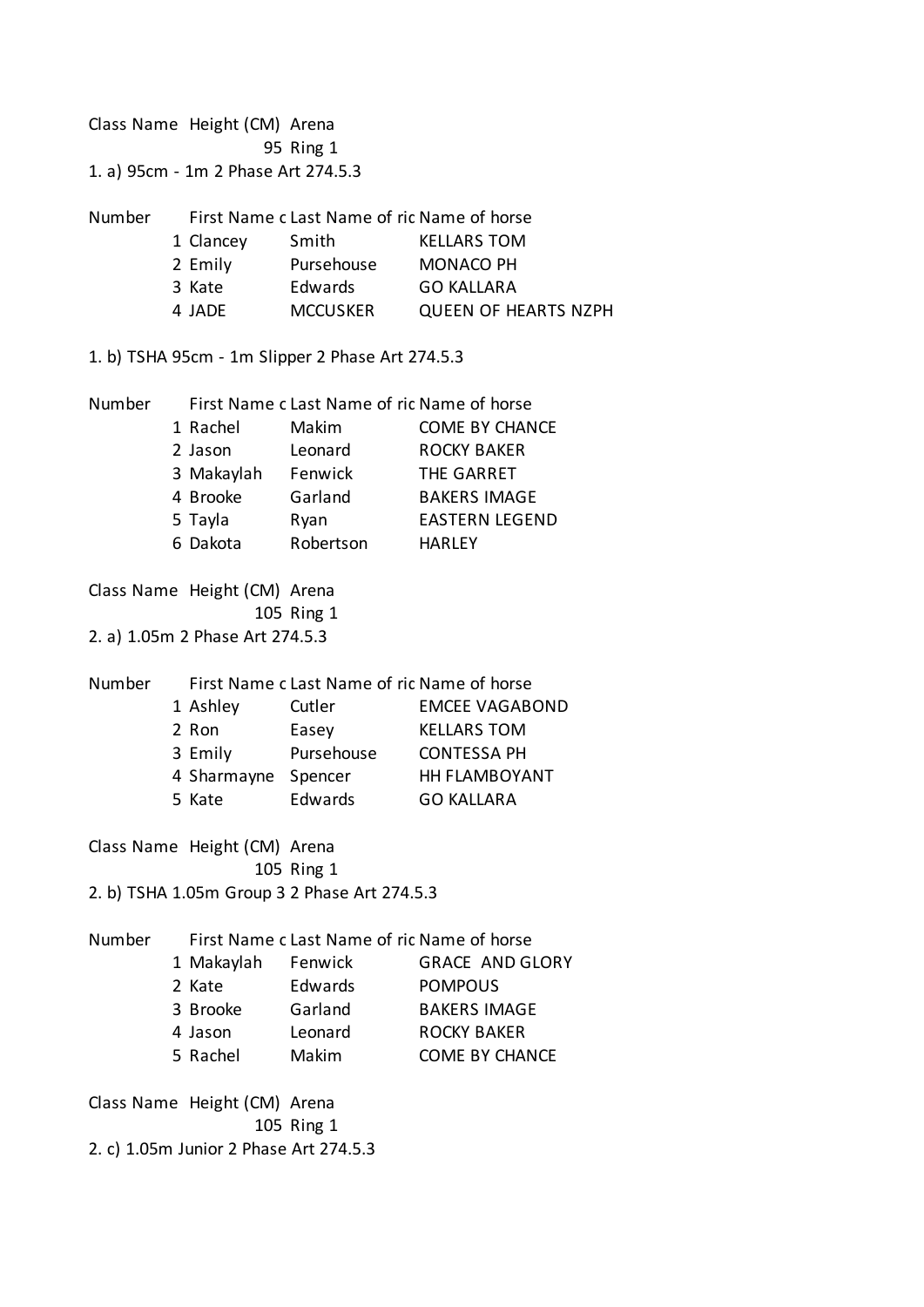| Class Name | Height (CM) | Arena |
|---|---|---|
| | 95 | Ring 1 |

1. a) 95cm - 1m 2 Phase Art 274.5.3

| Number | First Name c | Last Name of ric | Name of horse |
|---|---|---|---|
| 1 | Clancey | Smith | KELLARS TOM |
| 2 | Emily | Pursehouse | MONACO PH |
| 3 | Kate | Edwards | GO KALLARA |
| 4 | JADE | MCCUSKER | QUEEN OF HEARTS NZPH |

1. b) TSHA 95cm - 1m Slipper 2 Phase Art 274.5.3

| Number | First Name c | Last Name of ric | Name of horse |
|---|---|---|---|
| 1 | Rachel | Makim | COME BY CHANCE |
| 2 | Jason | Leonard | ROCKY BAKER |
| 3 | Makaylah | Fenwick | THE GARRET |
| 4 | Brooke | Garland | BAKERS IMAGE |
| 5 | Tayla | Ryan | EASTERN LEGEND |
| 6 | Dakota | Robertson | HARLEY |

| Class Name | Height (CM) | Arena |
|---|---|---|
| | 105 | Ring 1 |

2. a) 1.05m 2 Phase Art 274.5.3

| Number | First Name c | Last Name of ric | Name of horse |
|---|---|---|---|
| 1 | Ashley | Cutler | EMCEE VAGABOND |
| 2 | Ron | Easey | KELLARS TOM |
| 3 | Emily | Pursehouse | CONTESSA PH |
| 4 | Sharmayne | Spencer | HH FLAMBOYANT |
| 5 | Kate | Edwards | GO KALLARA |

| Class Name | Height (CM) | Arena |
|---|---|---|
| | 105 | Ring 1 |

2. b) TSHA 1.05m Group 3 2 Phase Art 274.5.3

| Number | First Name c | Last Name of ric | Name of horse |
|---|---|---|---|
| 1 | Makaylah | Fenwick | GRACE AND GLORY |
| 2 | Kate | Edwards | POMPOUS |
| 3 | Brooke | Garland | BAKERS IMAGE |
| 4 | Jason | Leonard | ROCKY BAKER |
| 5 | Rachel | Makim | COME BY CHANCE |

| Class Name | Height (CM) | Arena |
|---|---|---|
| | 105 | Ring 1 |

2. c) 1.05m Junior 2 Phase Art 274.5.3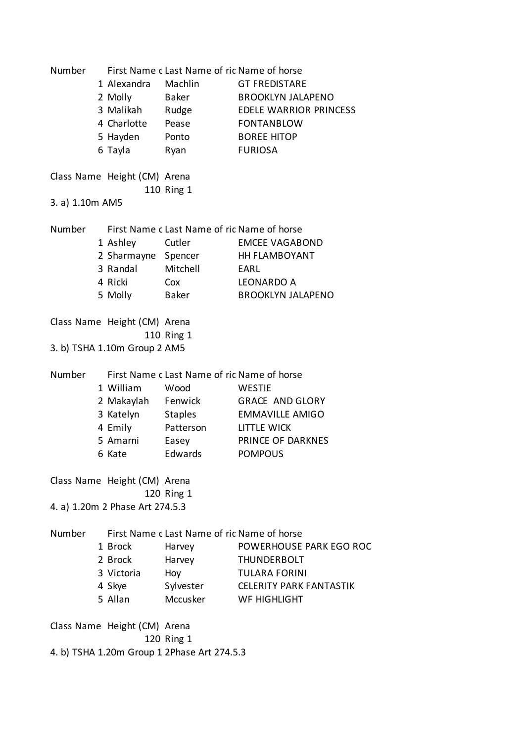| Number | First Name c | Last Name of ric | Name of horse |
|---|---|---|---|
| 1 | Alexandra | Machlin | GT FREDISTARE |
| 2 | Molly | Baker | BROOKLYN JALAPENO |
| 3 | Malikah | Rudge | EDELE WARRIOR PRINCESS |
| 4 | Charlotte | Pease | FONTANBLOW |
| 5 | Hayden | Ponto | BOREE HITOP |
| 6 | Tayla | Ryan | FURIOSA |

| Class Name | Height (CM) | Arena |
|---|---|---|
| | 110 | Ring 1 |

3. a) 1.10m AM5

| Number | First Name c | Last Name of ric | Name of horse |
|---|---|---|---|
| 1 | Ashley | Cutler | EMCEE VAGABOND |
| 2 | Sharmayne | Spencer | HH FLAMBOYANT |
| 3 | Randal | Mitchell | EARL |
| 4 | Ricki | Cox | LEONARDO A |
| 5 | Molly | Baker | BROOKLYN JALAPENO |

| Class Name | Height (CM) | Arena |
|---|---|---|
| | 110 | Ring 1 |

3. b) TSHA 1.10m Group 2 AM5

| Number | First Name c | Last Name of ric | Name of horse |
|---|---|---|---|
| 1 | William | Wood | WESTIE |
| 2 | Makaylah | Fenwick | GRACE AND GLORY |
| 3 | Katelyn | Staples | EMMAVILLE AMIGO |
| 4 | Emily | Patterson | LITTLE WICK |
| 5 | Amarni | Easey | PRINCE OF DARKNES |
| 6 | Kate | Edwards | POMPOUS |

| Class Name | Height (CM) | Arena |
|---|---|---|
| | 120 | Ring 1 |

4. a) 1.20m 2 Phase Art 274.5.3

| Number | First Name c | Last Name of ric | Name of horse |
|---|---|---|---|
| 1 | Brock | Harvey | POWERHOUSE PARK EGO ROC |
| 2 | Brock | Harvey | THUNDERBOLT |
| 3 | Victoria | Hoy | TULARA FORINI |
| 4 | Skye | Sylvester | CELERITY PARK FANTASTIK |
| 5 | Allan | Mccusker | WF HIGHLIGHT |

| Class Name | Height (CM) | Arena |
|---|---|---|
| | 120 | Ring 1 |

4. b) TSHA 1.20m Group 1 2Phase Art 274.5.3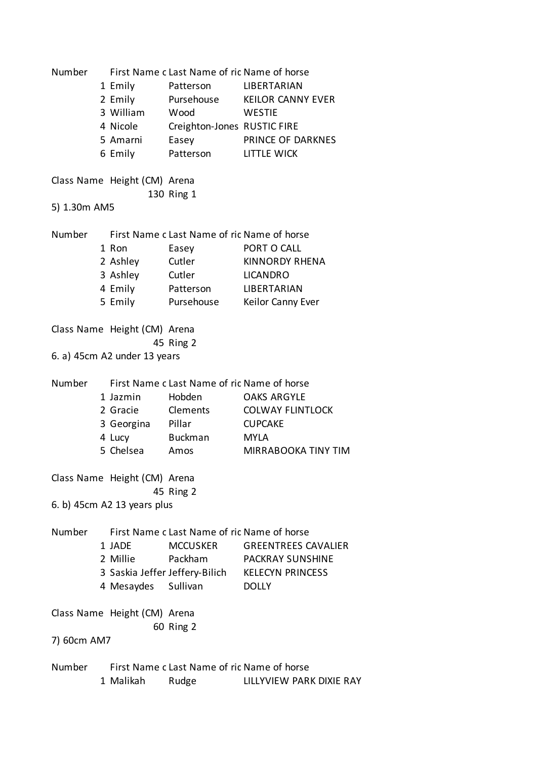| Number | First Name c | Last Name of ric | Name of horse |
|---|---|---|---|
| 1 | Emily | Patterson | LIBERTARIAN |
| 2 | Emily | Pursehouse | KEILOR CANNY EVER |
| 3 | William | Wood | WESTIE |
| 4 | Nicole | Creighton-Jones | RUSTIC FIRE |
| 5 | Amarni | Easey | PRINCE OF DARKNES |
| 6 | Emily | Patterson | LITTLE WICK |

| Class Name | Height (CM) | Arena |
|---|---|---|
| | 130 | Ring 1 |

5) 1.30m AM5

| Number | First Name c | Last Name of ric | Name of horse |
|---|---|---|---|
| 1 | Ron | Easey | PORT O CALL |
| 2 | Ashley | Cutler | KINNORDY RHENA |
| 3 | Ashley | Cutler | LICANDRO |
| 4 | Emily | Patterson | LIBERTARIAN |
| 5 | Emily | Pursehouse | Keilor Canny Ever |

| Class Name | Height (CM) | Arena |
|---|---|---|
| | 45 | Ring 2 |

6. a) 45cm A2 under 13 years

| Number | First Name c | Last Name of ric | Name of horse |
|---|---|---|---|
| 1 | Jazmin | Hobden | OAKS ARGYLE |
| 2 | Gracie | Clements | COLWAY FLINTLOCK |
| 3 | Georgina | Pillar | CUPCAKE |
| 4 | Lucy | Buckman | MYLA |
| 5 | Chelsea | Amos | MIRRABOOKA TINY TIM |

| Class Name | Height (CM) | Arena |
|---|---|---|
| | 45 | Ring 2 |

6. b) 45cm A2 13 years plus

| Number | First Name c | Last Name of ric | Name of horse |
|---|---|---|---|
| 1 | JADE | MCCUSKER | GREENTREES CAVALIER |
| 2 | Millie | Packham | PACKRAY SUNSHINE |
| 3 | Saskia Jeffer | Jeffery-Bilich | KELECYN PRINCESS |
| 4 | Mesaydes | Sullivan | DOLLY |

| Class Name | Height (CM) | Arena |
|---|---|---|
| | 60 | Ring 2 |

7) 60cm AM7

| Number | First Name c | Last Name of ric | Name of horse |
|---|---|---|---|
| 1 | Malikah | Rudge | LILLYVIEW PARK DIXIE RAY |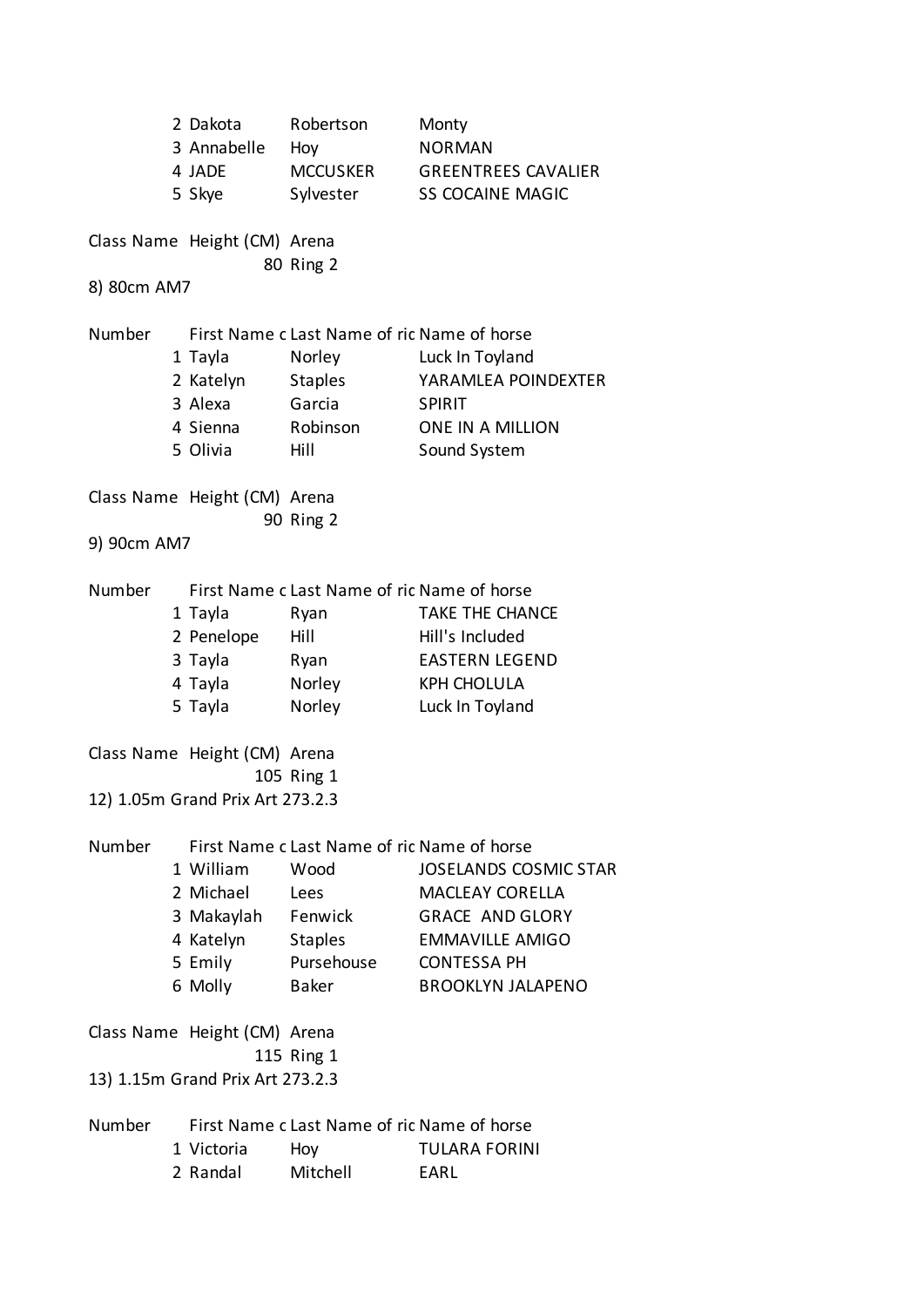| Number | First Name | Last Name | Name of horse |
|---|---|---|---|
| 2 | Dakota | Robertson | Monty |
| 3 | Annabelle | Hoy | NORMAN |
| 4 | JADE | MCCUSKER | GREENTREES CAVALIER |
| 5 | Skye | Sylvester | SS COCAINE MAGIC |

| Class Name | Height (CM) | Arena |
|---|---|---|
| | 80 | Ring 2 |

8) 80cm AM7

| Number | First Name c | Last Name of ric | Name of horse |
|---|---|---|---|
| 1 | Tayla | Norley | Luck In Toyland |
| 2 | Katelyn | Staples | YARAMLEA POINDEXTER |
| 3 | Alexa | Garcia | SPIRIT |
| 4 | Sienna | Robinson | ONE IN A MILLION |
| 5 | Olivia | Hill | Sound System |

| Class Name | Height (CM) | Arena |
|---|---|---|
| | 90 | Ring 2 |

9) 90cm AM7

| Number | First Name c | Last Name of ric | Name of horse |
|---|---|---|---|
| 1 | Tayla | Ryan | TAKE THE CHANCE |
| 2 | Penelope | Hill | Hill's Included |
| 3 | Tayla | Ryan | EASTERN LEGEND |
| 4 | Tayla | Norley | KPH CHOLULA |
| 5 | Tayla | Norley | Luck In Toyland |

| Class Name | Height (CM) | Arena |
|---|---|---|
| | 105 | Ring 1 |

12) 1.05m Grand Prix Art 273.2.3

| Number | First Name c | Last Name of ric | Name of horse |
|---|---|---|---|
| 1 | William | Wood | JOSELANDS COSMIC STAR |
| 2 | Michael | Lees | MACLEAY CORELLA |
| 3 | Makaylah | Fenwick | GRACE AND GLORY |
| 4 | Katelyn | Staples | EMMAVILLE AMIGO |
| 5 | Emily | Pursehouse | CONTESSA PH |
| 6 | Molly | Baker | BROOKLYN JALAPENO |

| Class Name | Height (CM) | Arena |
|---|---|---|
| | 115 | Ring 1 |

13) 1.15m Grand Prix Art 273.2.3

| Number | First Name c | Last Name of ric | Name of horse |
|---|---|---|---|
| 1 | Victoria | Hoy | TULARA FORINI |
| 2 | Randal | Mitchell | EARL |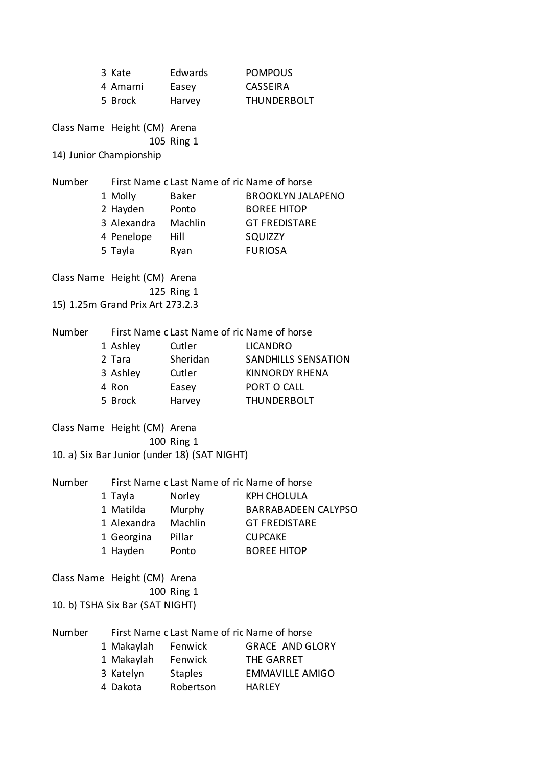| | | | |
|---|---|---|---|
| 3 | Kate | Edwards | POMPOUS |
| 4 | Amarni | Easey | CASSEIRA |
| 5 | Brock | Harvey | THUNDERBOLT |

| Class Name | Height (CM) | Arena |
|---|---|---|
| 14) Junior Championship | 105 | Ring 1 |

| Number | First Name c | Last Name of ric | Name of horse |
|---|---|---|---|
| 1 | Molly | Baker | BROOKLYN JALAPENO |
| 2 | Hayden | Ponto | BOREE HITOP |
| 3 | Alexandra | Machlin | GT FREDISTARE |
| 4 | Penelope | Hill | SQUIZZY |
| 5 | Tayla | Ryan | FURIOSA |

| Class Name | Height (CM) | Arena |
|---|---|---|
| 15) 1.25m Grand Prix Art 273.2.3 | 125 | Ring 1 |

| Number | First Name c | Last Name of ric | Name of horse |
|---|---|---|---|
| 1 | Ashley | Cutler | LICANDRO |
| 2 | Tara | Sheridan | SANDHILLS SENSATION |
| 3 | Ashley | Cutler | KINNORDY RHENA |
| 4 | Ron | Easey | PORT O CALL |
| 5 | Brock | Harvey | THUNDERBOLT |

| Class Name | Height (CM) | Arena |
|---|---|---|
| 10. a) Six Bar Junior (under 18) (SAT NIGHT) | 100 | Ring 1 |

| Number | First Name c | Last Name of ric | Name of horse |
|---|---|---|---|
| 1 | Tayla | Norley | KPH CHOLULA |
| 1 | Matilda | Murphy | BARRABADEEN CALYPSO |
| 1 | Alexandra | Machlin | GT FREDISTARE |
| 1 | Georgina | Pillar | CUPCAKE |
| 1 | Hayden | Ponto | BOREE HITOP |

| Class Name | Height (CM) | Arena |
|---|---|---|
| 10. b) TSHA Six Bar (SAT NIGHT) | 100 | Ring 1 |

| Number | First Name c | Last Name of ric | Name of horse |
|---|---|---|---|
| 1 | Makaylah | Fenwick | GRACE AND GLORY |
| 1 | Makaylah | Fenwick | THE GARRET |
| 3 | Katelyn | Staples | EMMAVILLE AMIGO |
| 4 | Dakota | Robertson | HARLEY |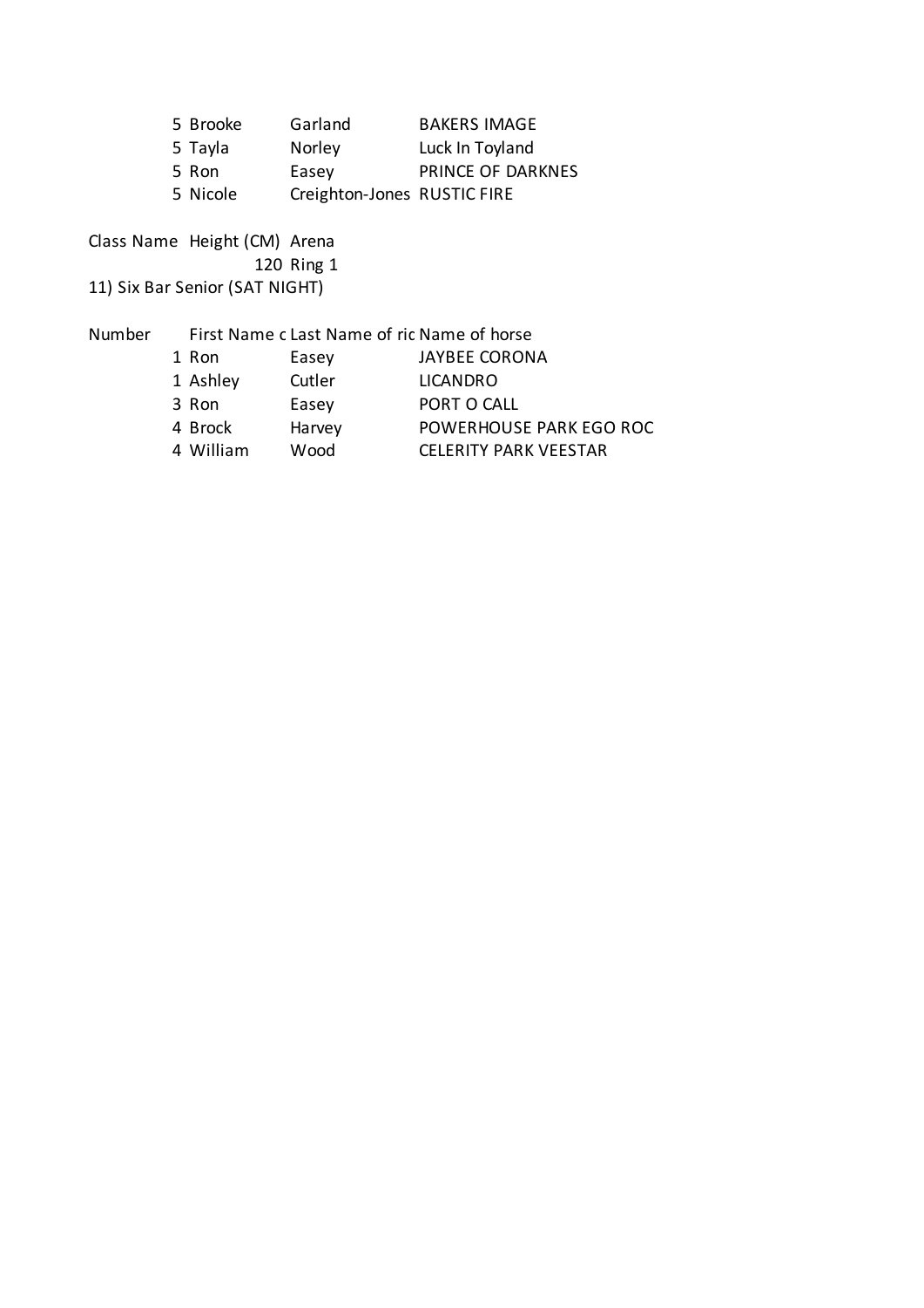| | | | |
|---|---|---|---|
| 5 | Brooke | Garland | BAKERS IMAGE |
| 5 | Tayla | Norley | Luck In Toyland |
| 5 | Ron | Easey | PRINCE OF DARKNES |
| 5 | Nicole | Creighton-Jones | RUSTIC FIRE |

| Class Name | Height (CM) | Arena |
|---|---|---|
| 11) Six Bar Senior (SAT NIGHT) | 120 | Ring 1 |

| Number | First Name c | Last Name of ric | Name of horse |
|---|---|---|---|
| 1 | Ron | Easey | JAYBEE CORONA |
| 1 | Ashley | Cutler | LICANDRO |
| 3 | Ron | Easey | PORT O CALL |
| 4 | Brock | Harvey | POWERHOUSE PARK EGO ROC |
| 4 | William | Wood | CELERITY PARK VEESTAR |